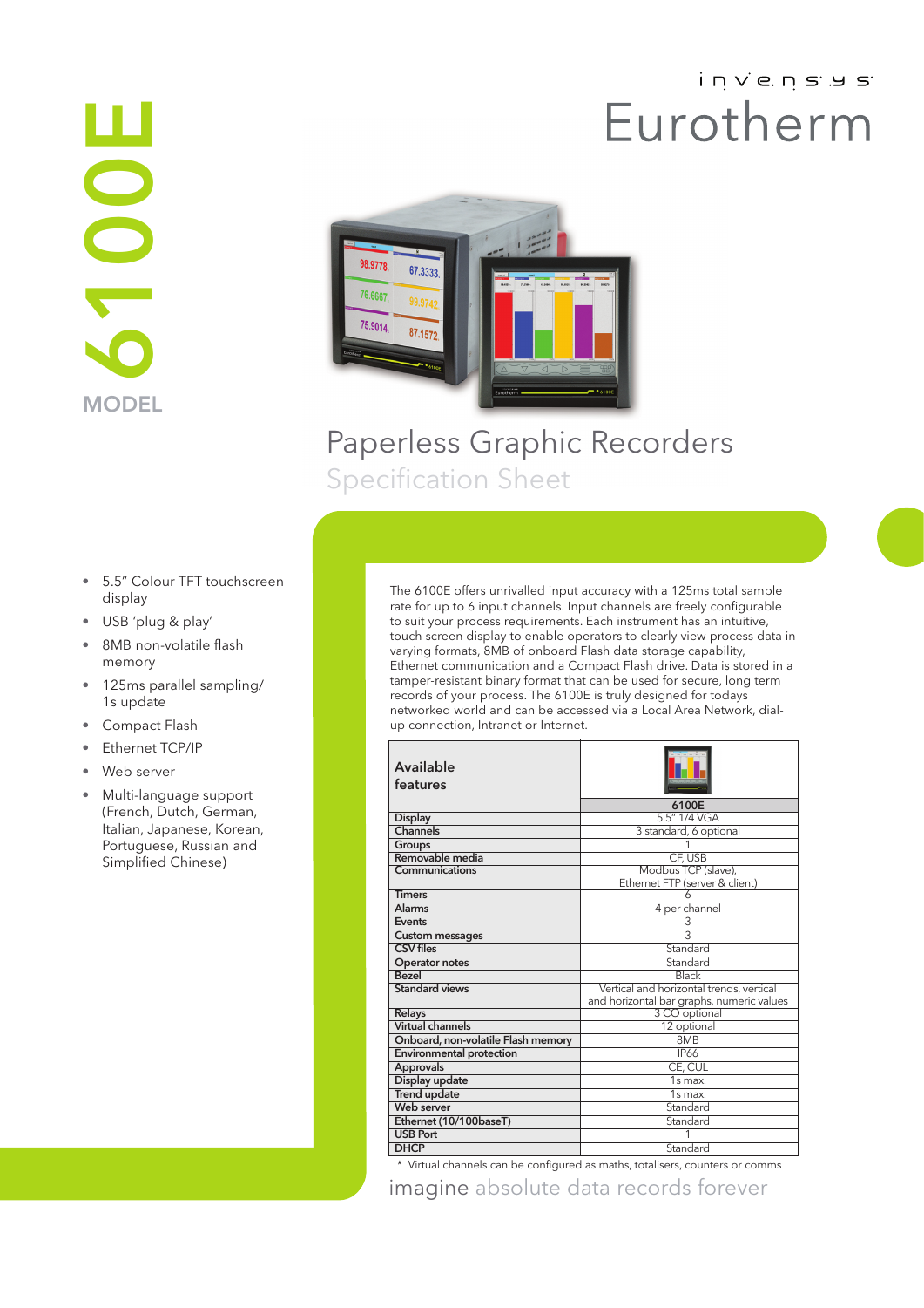# 6100E MODEL

invensys

Eurotherm

# Paperless Graphic Recorders

## Specification Sheet

- 5.5" Colour TFT touchscreen display
- USB 'plug & play'
- 8MB non-volatile flash memory
- 125ms parallel sampling/ 1s update
- Compact Flash
- Ethernet TCP/IP
- Web server
- Multi-language support (French, Dutch, German, Italian, Japanese, Korean, Portuguese, Russian and Simplified Chinese)

The 6100E offers unrivalled input accuracy with a 125ms total sample rate for up to 6 input channels. Input channels are freely configurable to suit your process requirements. Each instrument has an intuitive, touch screen display to enable operators to clearly view process data in varying formats, 8MB of onboard Flash data storage capability, Ethernet communication and a Compact Flash drive. Data is stored in a tamper-resistant binary format that can be used for secure, long term records of your process. The 6100E is truly designed for todays networked world and can be accessed via a Local Area Network, dial-up connection, Intranet or Internet.

| Available features | 6100E |
|---|---|
| Display | 5.5" 1/4 VGA |
| Channels | 3 standard, 6 optional |
| Groups | 1 |
| Removable media | CF, USB |
| Communications | Modbus TCP (slave), Ethernet FTP (server & client) |
| Timers | 6 |
| Alarms | 4 per channel |
| Events | 3 |
| Custom messages | 3 |
| CSV files | Standard |
| Operator notes | Standard |
| Bezel | Black |
| Standard views | Vertical and horizontal trends, vertical and horizontal bar graphs, numeric values |
| Relays | 3 CO optional |
| Virtual channels | 12 optional |
| Onboard, non-volatile Flash memory | 8MB |
| Environmental protection | IP66 |
| Approvals | CE, CUL |
| Display update | 1s max. |
| Trend update | 1s max. |
| Web server | Standard |
| Ethernet (10/100baseT) | Standard |
| USB Port | 1 |
| DHCP | Standard |

* Virtual channels can be configured as maths, totalisers, counters or comms

imagine absolute data records forever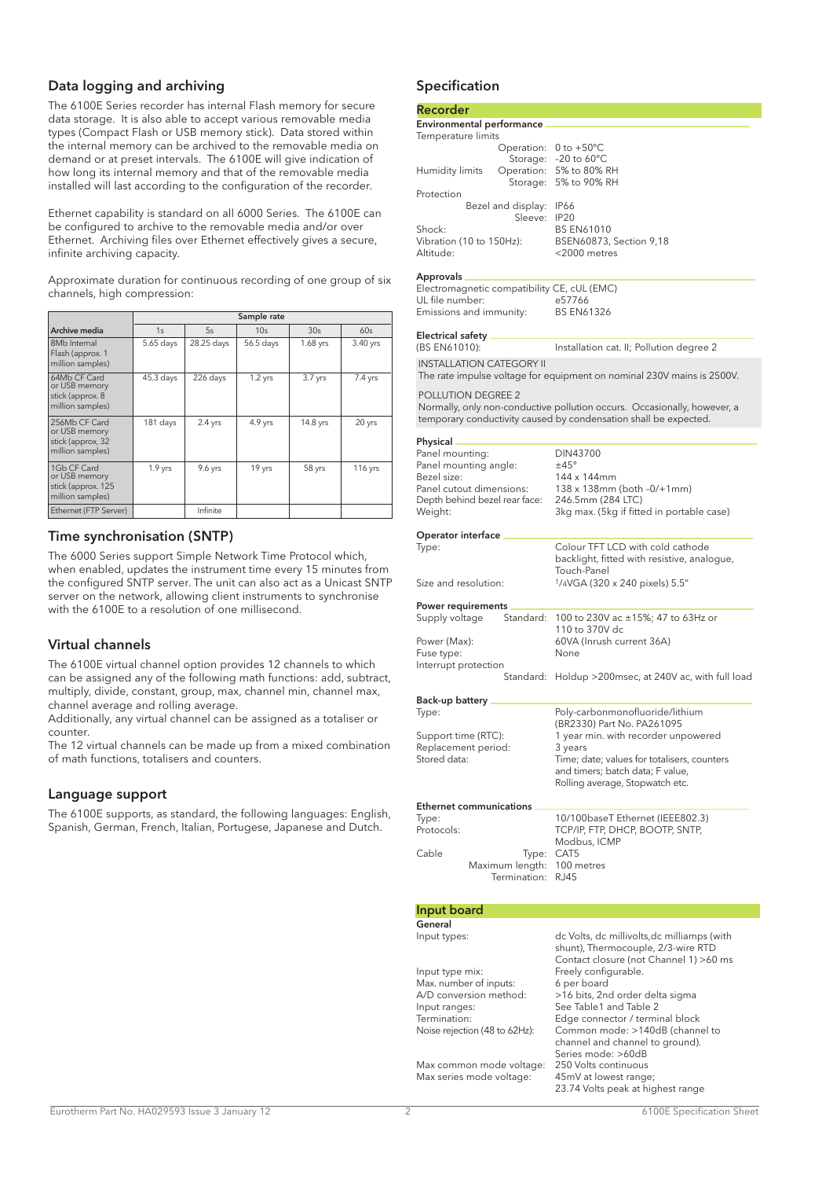## Data logging and archiving

The 6100E Series recorder has internal Flash memory for secure data storage. It is also able to accept various removable media types (Compact Flash or USB memory stick). Data stored within the internal memory can be archived to the removable media on demand or at preset intervals. The 6100E will give indication of how long its internal memory and that of the removable media installed will last according to the configuration of the recorder.

Ethernet capability is standard on all 6000 Series. The 6100E can be configured to archive to the removable media and/or over Ethernet. Archiving files over Ethernet effectively gives a secure, infinite archiving capacity.

Approximate duration for continuous recording of one group of six channels, high compression:

| | Sample rate | | | | |
|---|---|---|---|---|---|
| Archive media | 1s | 5s | 10s | 30s | 60s |
| 8Mb Internal Flash (approx. 1 million samples) | 5.65 days | 28.25 days | 56.5 days | 1.68 yrs | 3.40 yrs |
| 64Mb CF Card or USB memory stick (approx. 8 million samples) | 45.3 days | 226 days | 1.2 yrs | 3.7 yrs | 7.4 yrs |
| 256Mb CF Card or USB memory stick (approx, 32 million samples) | 181 days | 2.4 yrs | 4.9 yrs | 14.8 yrs | 20 yrs |
| 1Gb CF Card or USB memory stick (approx. 125 million samples) | 1.9 yrs | 9.6 yrs | 19 yrs | 58 yrs | 116 yrs |
| Ethernet (FTP Server) | | Infinite | | | |

## Time synchronisation (SNTP)

The 6000 Series support Simple Network Time Protocol which, when enabled, updates the instrument time every 15 minutes from the configured SNTP server. The unit can also act as a Unicast SNTP server on the network, allowing client instruments to synchronise with the 6100E to a resolution of one millisecond.

## Virtual channels

The 6100E virtual channel option provides 12 channels to which can be assigned any of the following math functions: add, subtract, multiply, divide, constant, group, max, channel min, channel max, channel average and rolling average.
Additionally, any virtual channel can be assigned as a totaliser or counter.
The 12 virtual channels can be made up from a mixed combination of math functions, totalisers and counters.

## Language support

The 6100E supports, as standard, the following languages: English, Spanish, German, French, Italian, Portugese, Japanese and Dutch.

## Specification

### Recorder

**Environmental performance**

Temperature limits
- Operation: 0 to +50°C
- Storage: -20 to 60°C

Humidity limits
- Operation: 5% to 80% RH
- Storage: 5% to 90% RH

Protection
- Bezel and display: IP66
- Sleeve: IP20

Shock: BS EN61010
Vibration (10 to 150Hz): BSEN60873, Section 9,18
Altitude: <2000 metres

**Approvals**

Electromagnetic compatibility CE, cUL (EMC)
UL file number: e57766
Emissions and immunity: BS EN61326

**Electrical safety**

(BS EN61010): Installation cat. II; Pollution degree 2

INSTALLATION CATEGORY II
The rate impulse voltage for equipment on nominal 230V mains is 2500V.

POLLUTION DEGREE 2
Normally, only non-conductive pollution occurs. Occasionally, however, a temporary conductivity caused by condensation shall be expected.

**Physical**

Panel mounting: DIN43700
Panel mounting angle: ±45°
Bezel size: 144 x 144mm
Panel cutout dimensions: 138 x 138mm (both -0/+1mm)
Depth behind bezel rear face: 246.5mm (284 LTC)
Weight: 3kg max. (5kg if fitted in portable case)

**Operator interface**

Type: Colour TFT LCD with cold cathode backlight, fitted with resistive, analogue, Touch-Panel
Size and resolution: 1/4VGA (320 x 240 pixels) 5.5"

**Power requirements**

Supply voltage — Standard: 100 to 230V ac ±15%; 47 to 63Hz or 110 to 370V dc
Power (Max): 60VA (Inrush current 36A)
Fuse type: None
Interrupt protection — Standard: Holdup >200msec, at 240V ac, with full load

**Back-up battery**

Type: Poly-carbonmonofluoride/lithium (BR2330) Part No. PA261095
Support time (RTC): 1 year min. with recorder unpowered
Replacement period: 3 years
Stored data: Time; date; values for totalisers, counters and timers; batch data; F value, Rolling average, Stopwatch etc.

**Ethernet communications**

Type: 10/100baseT Ethernet (IEEE802.3)
Protocols: TCP/IP, FTP, DHCP, BOOTP, SNTP, Modbus, ICMP
Cable
- Type: CAT5
- Maximum length: 100 metres
- Termination: RJ45

### Input board

**General**

Input types: dc Volts, dc millivolts,dc milliamps (with shunt), Thermocouple, 2/3-wire RTD Contact closure (not Channel 1) >60 ms
Input type mix: Freely configurable.
Max. number of inputs: 6 per board
A/D conversion method: >16 bits, 2nd order delta sigma
Input ranges: See Table1 and Table 2
Termination: Edge connector / terminal block
Noise rejection (48 to 62Hz): Common mode: >140dB (channel to channel and channel to ground). Series mode: >60dB
Max common mode voltage: 250 Volts continuous
Max series mode voltage: 45mV at lowest range; 23.74 Volts peak at highest range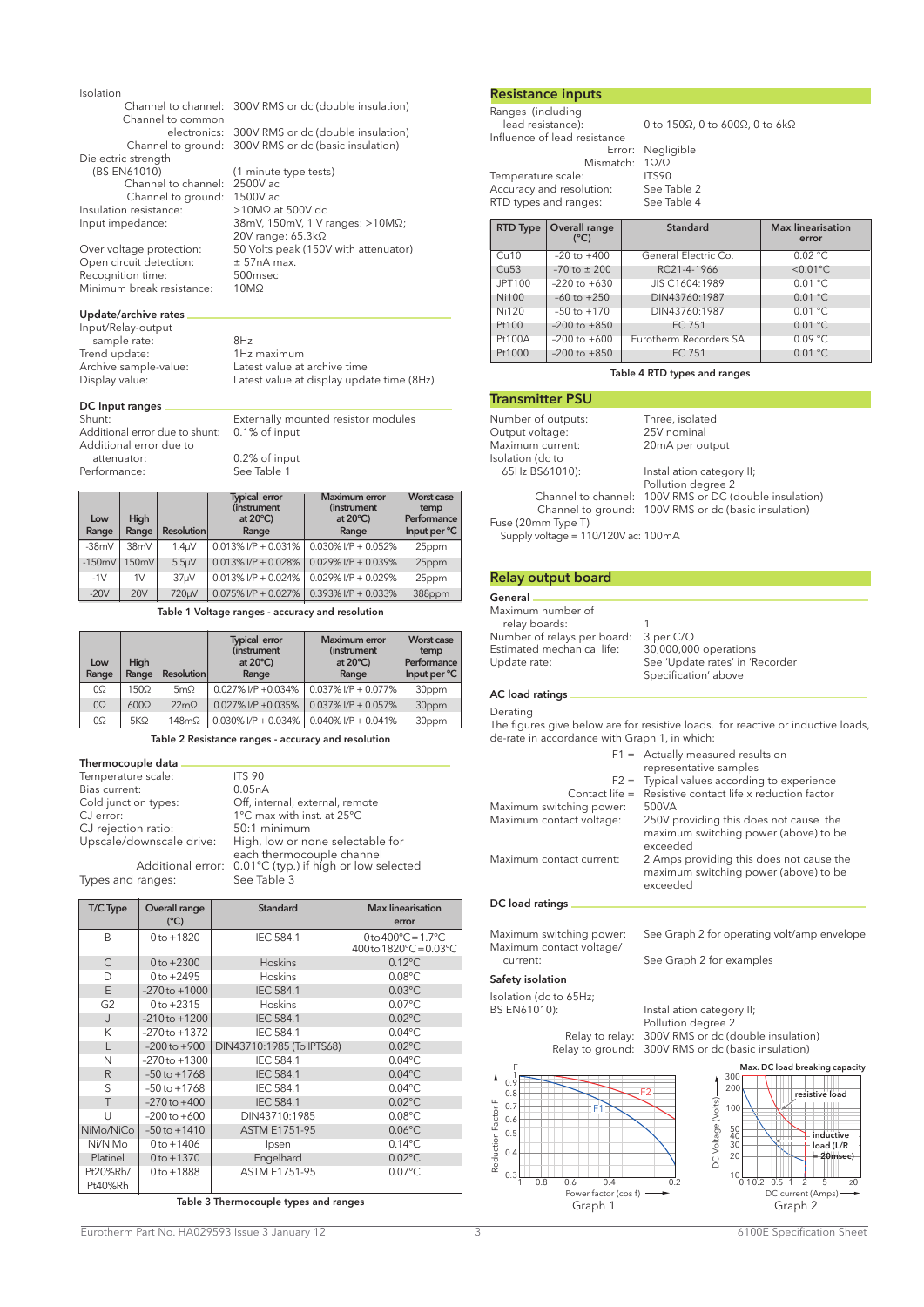Isolation

Channel to channel: 300V RMS or dc (double insulation)
Channel to common electronics: 300V RMS or dc (double insulation)
Channel to ground: 300V RMS or dc (basic insulation)

Dielectric strength (BS EN61010): (1 minute type tests)
Channel to channel: 2500V ac
Channel to ground: 1500V ac

Insulation resistance: >10MΩ at 500V dc
Input impedance: 38mV, 150mV, 1 V ranges: >10MΩ; 20V range: 65.3kΩ
Over voltage protection: 50 Volts peak (150V with attenuator)
Open circuit detection: ± 57nA max.
Recognition time: 500msec
Minimum break resistance: 10MΩ

### Update/archive rates

Input/Relay-output sample rate: 8Hz
Trend update: 1Hz maximum
Archive sample-value: Latest value at archive time
Display value: Latest value at display update time (8Hz)

### DC Input ranges

Shunt: Externally mounted resistor modules
Additional error due to shunt: 0.1% of input
Additional error due to attenuator: 0.2% of input
Performance: See Table 1

| Low Range | High Range | Resolution | Typical error (instrument at 20°C) Range | Maximum error (instrument at 20°C) Range | Worst case temp Performance Input per °C |
|---|---|---|---|---|---|
| -38mV | 38mV | 1.4µV | 0.013% I/P + 0.031% | 0.030% I/P + 0.052% | 25ppm |
| -150mV | 150mV | 5.5µV | 0.013% I/P + 0.028% | 0.029% I/P + 0.039% | 25ppm |
| -1V | 1V | 37µV | 0.013% I/P + 0.024% | 0.029% I/P + 0.029% | 25ppm |
| -20V | 20V | 720µV | 0.075% I/P + 0.027% | 0.393% I/P + 0.033% | 388ppm |

Table 1 Voltage ranges - accuracy and resolution

| Low Range | High Range | Resolution | Typical error (instrument at 20°C) Range | Maximum error (instrument at 20°C) Range | Worst case temp Performance Input per °C |
|---|---|---|---|---|---|
| 0Ω | 150Ω | 5mΩ | 0.027% I/P +0.034% | 0.037% I/P + 0.077% | 30ppm |
| 0Ω | 600Ω | 22mΩ | 0.027% I/P +0.035% | 0.037% I/P + 0.057% | 30ppm |
| 0Ω | 5KΩ | 148mΩ | 0.030% I/P + 0.034% | 0.040% I/P + 0.041% | 30ppm |

Table 2 Resistance ranges - accuracy and resolution

### Thermocouple data

Temperature scale: ITS 90
Bias current: 0.05nA
Cold junction types: Off, internal, external, remote
CJ error: 1°C max with inst. at 25°C
CJ rejection ratio: 50:1 minimum
Upscale/downscale drive: High, low or none selectable for each thermocouple channel
Additional error: 0.01°C (typ.) if high or low selected
Types and ranges: See Table 3

| T/C Type | Overall range (°C) | Standard | Max linearisation error |
|---|---|---|---|
| B | 0 to +1820 | IEC 584.1 | 0 to 400°C = 1.7°C<br>400 to 1820°C = 0.03°C |
| C | 0 to +2300 | Hoskins | 0.12°C |
| D | 0 to +2495 | Hoskins | 0.08°C |
| E | -270 to +1000 | IEC 584.1 | 0.03°C |
| G2 | 0 to +2315 | Hoskins | 0.07°C |
| J | -210 to +1200 | IEC 584.1 | 0.02°C |
| K | -270 to +1372 | IEC 584.1 | 0.04°C |
| L | -200 to +900 | DIN43710:1985 (To IPTS68) | 0.02°C |
| N | -270 to +1300 | IEC 584.1 | 0.04°C |
| R | -50 to +1768 | IEC 584.1 | 0.04°C |
| S | -50 to +1768 | IEC 584.1 | 0.04°C |
| T | -270 to +400 | IEC 584.1 | 0.02°C |
| U | -200 to +600 | DIN43710:1985 | 0.08°C |
| NiMo/NiCo | -50 to +1410 | ASTM E1751-95 | 0.06°C |
| Ni/NiMo | 0 to +1406 | Ipsen | 0.14°C |
| Platinel | 0 to +1370 | Engelhard | 0.02°C |
| Pt20%Rh/ Pt40%Rh | 0 to +1888 | ASTM E1751-95 | 0.07°C |

Table 3 Thermocouple types and ranges

## Resistance inputs

Ranges (including lead resistance): 0 to 150Ω, 0 to 600Ω, 0 to 6kΩ
Influence of lead resistance
Error: Negligible
Mismatch: 1Ω/Ω
Temperature scale: ITS90
Accuracy and resolution: See Table 2
RTD types and ranges: See Table 4

| RTD Type | Overall range (°C) | Standard | Max linearisation error |
|---|---|---|---|
| Cu10 | -20 to +400 | General Electric Co. | 0.02 °C |
| Cu53 | -70 to ± 200 | RC21-4-1966 | <0.01°C |
| JPT100 | -220 to +630 | JIS C1604:1989 | 0.01 °C |
| Ni100 | -60 to +250 | DIN43760:1987 | 0.01 °C |
| Ni120 | -50 to +170 | DIN43760:1987 | 0.01 °C |
| Pt100 | -200 to +850 | IEC 751 | 0.01 °C |
| Pt100A | -200 to +600 | Eurotherm Recorders SA | 0.09 °C |
| Pt1000 | -200 to +850 | IEC 751 | 0.01 °C |

Table 4 RTD types and ranges

## Transmitter PSU

Number of outputs: Three, isolated
Output voltage: 25V nominal
Maximum current: 20mA per output
Isolation (dc to 65Hz BS61010): Installation category II; Pollution degree 2
Channel to channel: 100V RMS or DC (double insulation)
Channel to ground: 100V RMS or dc (basic insulation)
Fuse (20mm Type T)
Supply voltage = 110/120V ac: 100mA

## Relay output board

### General

Maximum number of relay boards: 1
Number of relays per board: 3 per C/O
Estimated mechanical life: 30,000,000 operations
Update rate: See 'Update rates' in 'Recorder Specification' above

### AC load ratings

Derating

The figures give below are for resistive loads. for reactive or inductive loads, de-rate in accordance with Graph 1, in which:

F1 = Actually measured results on representative samples
F2 = Typical values according to experience
Contact life = Resistive contact life x reduction factor
Maximum switching power: 500VA
Maximum contact voltage: 250V providing this does not cause the maximum switching power (above) to be exceeded
Maximum contact current: 2 Amps providing this does not cause the maximum switching power (above) to be exceeded

### DC load ratings

Maximum switching power: See Graph 2 for operating volt/amp envelope
Maximum contact voltage/ current: See Graph 2 for examples

### Safety isolation

Isolation (dc to 65Hz; BS EN61010): Installation category II; Pollution degree 2
Relay to relay: 300V RMS or dc (double insulation)
Relay to ground: 300V RMS or dc (basic insulation)

Graph 1

Graph 2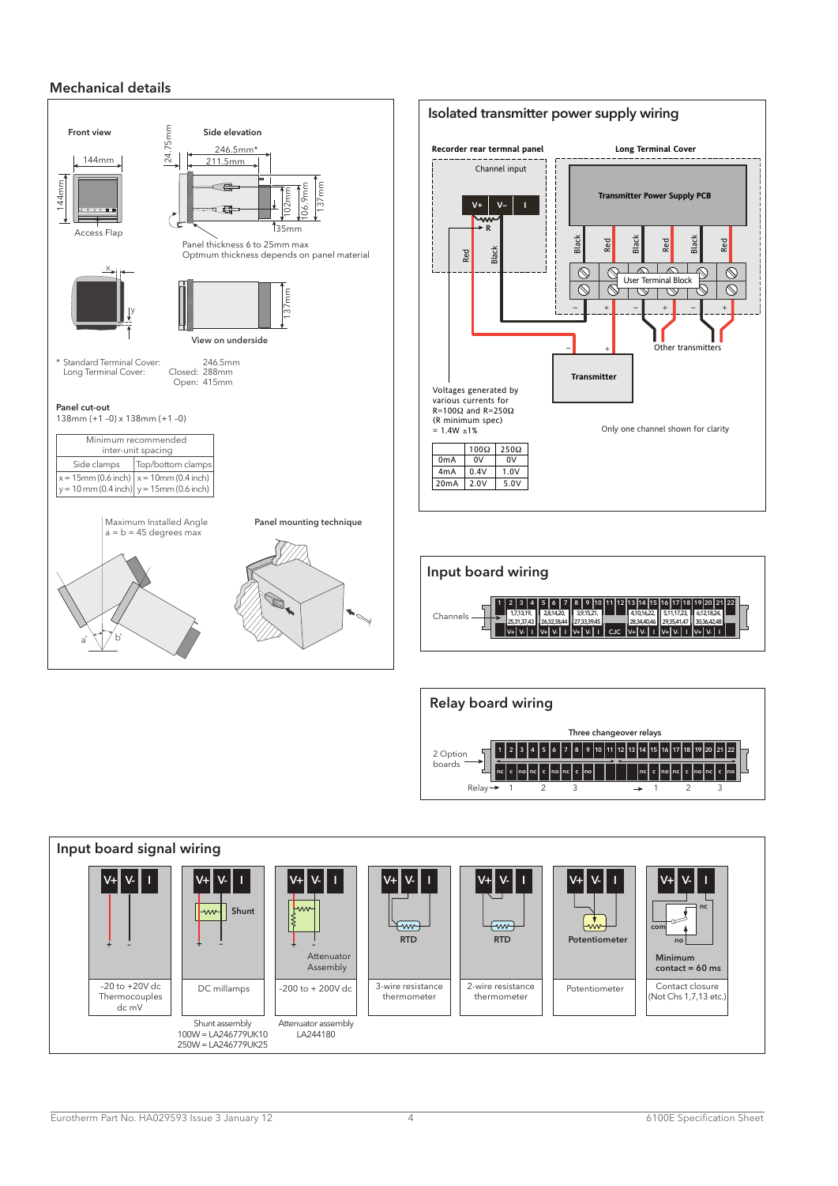## Mechanical details

Front view

144mm

144mm

Access Flap

Side elevation

24.75mm

246.5mm*

211.5mm

102mm

106.9mm

137mm

35mm

Panel thickness 6 to 25mm max
Optmum thickness depends on panel material

137mm

View on underside

\* Standard Terminal Cover: 246.5mm
Long Terminal Cover: Closed: 288mm
Open: 415mm

**Panel cut-out**
138mm (+1 -0) x 138mm (+1 -0)

| Minimum recommended inter-unit spacing | |
|---|---|
| Side clamps | Top/bottom clamps |
| x = 15mm (0.6 inch) | x = 10mm (0.4 inch) |
| y = 10 mm (0.4 inch) | y = 15mm (0.6 inch) |

Maximum Installed Angle
a = b = 45 degrees max

**Panel mounting technique**

## Isolated transmitter power supply wiring

**Recorder rear termnal panel**

Channel input

V+ V– I

R

Red Black

**Long Terminal Cover**

**Transmitter Power Supply PCB**

Black Red Black Red Black Red

User Terminal Block

**Transmitter**

Other transmitters

Voltages generated by various currents for R=100Ω and R=250Ω (R minimum spec) = 1.4W ±1%

| | 100Ω | 250Ω |
|---|---|---|
| 0mA | 0V | 0V |
| 4mA | 0.4V | 1.0V |
| 20mA | 2.0V | 5.0V |

Only one channel shown for clarity

## Input board wiring

Channels

1 2 3 4 5 6 7 8 9 10 11 12 13 14 15 16 17 18 19 20 21 22

1,7,13,19, 25,31,37,43 | 2,8,14,20, 26,32,38,44 | 3,9,15,21, 27,33,39,45 | 4,10,16,22, 28,34,40,46 | 5,11,17,23, 29,35,41,47 | 6,12,18,24, 30,36,42,48

V+ V- I | V+ V- I | V+ V- I | CJC | V+ V- I | V+ V- I | V+ V- I

## Relay board wiring

Three changeover relays

2 Option boards

1 2 3 4 5 6 7 8 9 10 11 12 13 14 15 16 17 18 19 20 21 22

nc c no nc c no nc c no | nc c no nc c no nc c no

Relay → 1 2 3 → 1 2 3

## Input board signal wiring

| V+ V- I | V+ V- I (Shunt) | V+ V- I (Attenuator Assembly) | V+ V- I (RTD) | V+ V- I (RTD) | V+ V- I (Potentiometer) | V+ V- I (com, nc, no; Minimum contact = 60 ms) |
|---|---|---|---|---|---|---|
| -20 to +20V dc Thermocouples dc mV | DC millamps | -200 to + 200V dc | 3-wire resistance thermometer | 2-wire resistance thermometer | Potentiometer | Contact closure (Not Chs 1,7,13 etc.) |
| | Shunt assembly 100W = LA246779UK10 250W = LA246779UK25 | Attenuator assembly LA244180 | | | | |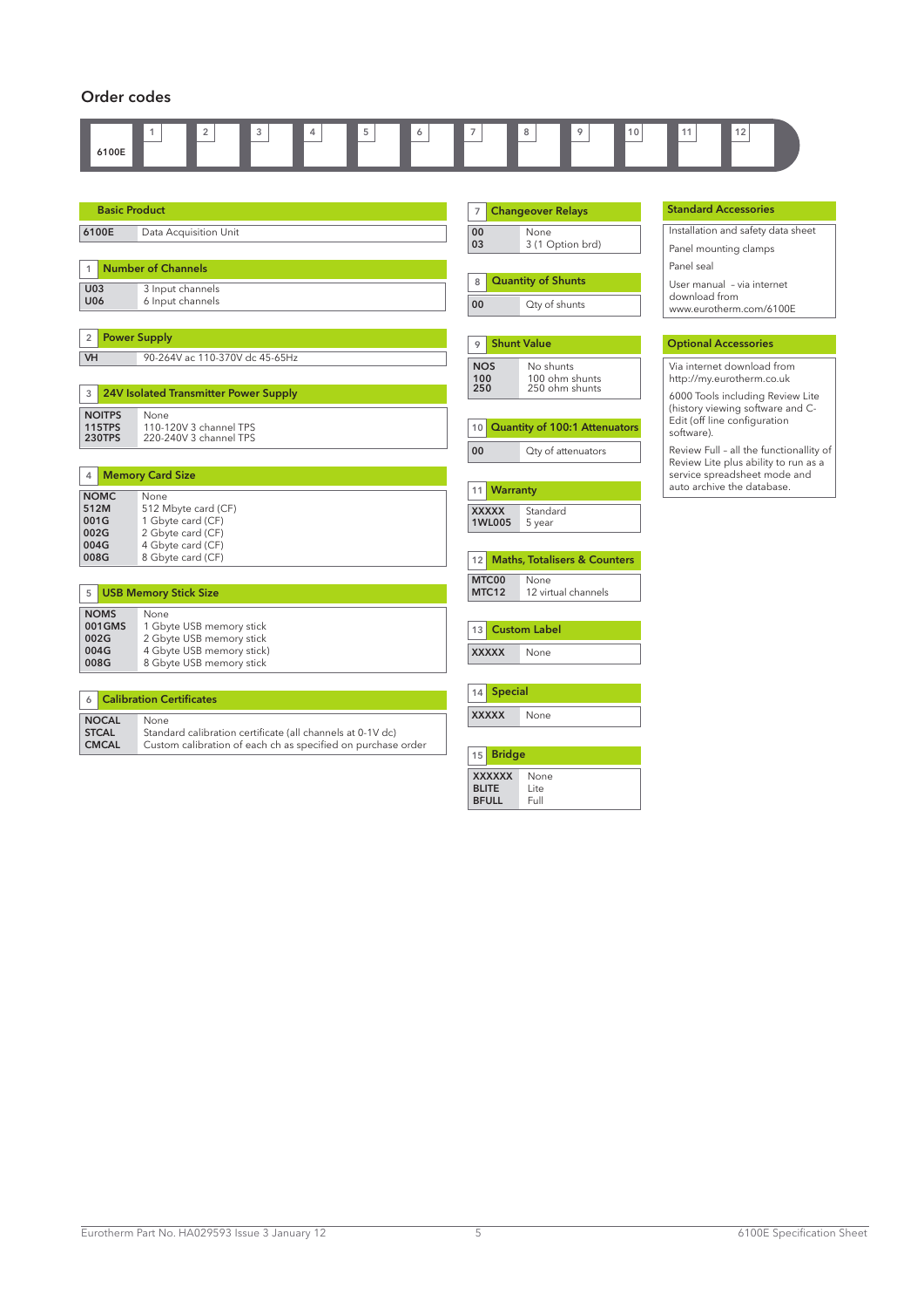## Order codes

| 6100E | 1 | 2 | 3 | 4 | 5 | 6 | 7 | 8 | 9 | 10 | 11 | 12 |
|---|---|---|---|---|---|---|---|---|---|---|---|---|
| | | | | | | | | | | | | |

### Basic Product

| Code | Description |
|---|---|
| 6100E | Data Acquisition Unit |

### 1 Number of Channels

| Code | Description |
|---|---|
| U03 | 3 Input channels |
| U06 | 6 Input channels |

### 2 Power Supply

| Code | Description |
|---|---|
| VH | 90-264V ac 110-370V dc 45-65Hz |

### 3 24V Isolated Transmitter Power Supply

| Code | Description |
|---|---|
| NOITPS | None |
| 115TPS | 110-120V 3 channel TPS |
| 230TPS | 220-240V 3 channel TPS |

### 4 Memory Card Size

| Code | Description |
|---|---|
| NOMC | None |
| 512M | 512 Mbyte card (CF) |
| 001G | 1 Gbyte card (CF) |
| 002G | 2 Gbyte card (CF) |
| 004G | 4 Gbyte card (CF) |
| 008G | 8 Gbyte card (CF) |

### 5 USB Memory Stick Size

| Code | Description |
|---|---|
| NOMS | None |
| 001GMS | 1 Gbyte USB memory stick |
| 002G | 2 Gbyte USB memory stick |
| 004G | 4 Gbyte USB memory stick) |
| 008G | 8 Gbyte USB memory stick |

### 6 Calibration Certificates

| Code | Description |
|---|---|
| NOCAL | None |
| STCAL | Standard calibration certificate (all channels at 0-1V dc) |
| CMCAL | Custom calibration of each ch as specified on purchase order |

### 7 Changeover Relays

| Code | Description |
|---|---|
| 00 | None |
| 03 | 3 (1 Option brd) |

### 8 Quantity of Shunts

| Code | Description |
|---|---|
| 00 | Qty of shunts |

### 9 Shunt Value

| Code | Description |
|---|---|
| NOS | No shunts |
| 100 | 100 ohm shunts |
| 250 | 250 ohm shunts |

### 10 Quantity of 100:1 Attenuators

| Code | Description |
|---|---|
| 00 | Qty of attenuators |

### 11 Warranty

| Code | Description |
|---|---|
| XXXXX | Standard |
| 1WL005 | 5 year |

### 12 Maths, Totalisers & Counters

| Code | Description |
|---|---|
| MTC00 | None |
| MTC12 | 12 virtual channels |

### 13 Custom Label

| Code | Description |
|---|---|
| XXXXX | None |

### 14 Special

| Code | Description |
|---|---|
| XXXXX | None |

### 15 Bridge

| Code | Description |
|---|---|
| XXXXXX | None |
| BLITE | Lite |
| BFULL | Full |

### Standard Accessories

- Installation and safety data sheet
- Panel mounting clamps
- Panel seal
- User manual – via internet download from www.eurotherm.com/6100E

### Optional Accessories

Via internet download from http://my.eurotherm.co.uk

6000 Tools including Review Lite (history viewing software and C-Edit (off line configuration software).

Review Full – all the functionallity of Review Lite plus ability to run as a service spreadsheet mode and auto archive the database.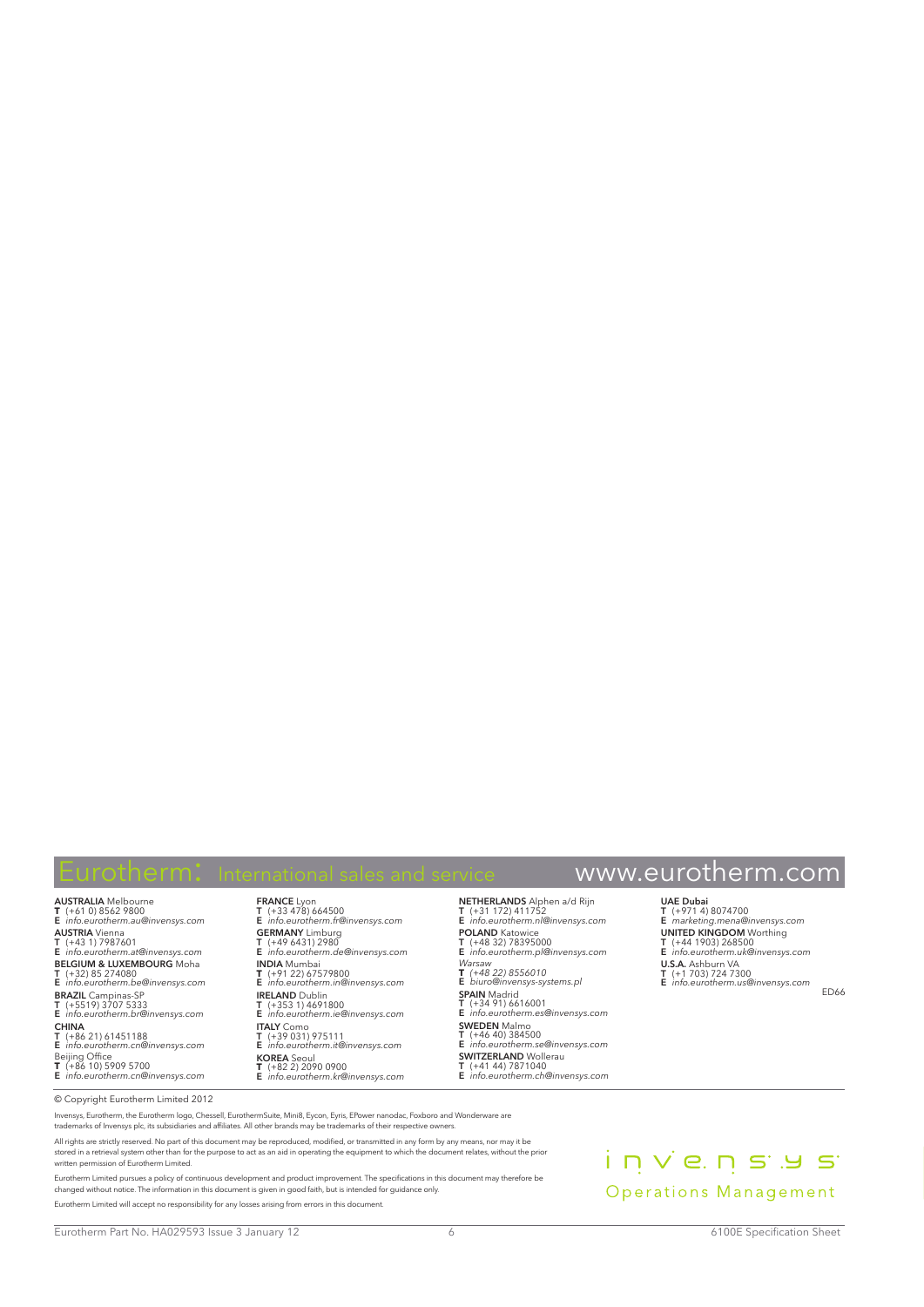# Eurotherm: International sales and service

www.eurotherm.com

**AUSTRALIA** Melbourne
**T** (+61 0) 8562 9800
**E** *info.eurotherm.au@invensys.com*

**AUSTRIA** Vienna
**T** (+43 1) 7987601
**E** *info.eurotherm.at@invensys.com*

**BELGIUM & LUXEMBOURG** Moha
**T** (+32) 85 274080
**E** *info.eurotherm.be@invensys.com*

**BRAZIL** Campinas-SP
**T** (+5519) 3707 5333
**E** *info.eurotherm.br@invensys.com*

**CHINA**
**T** (+86 21) 61451188
**E** *info.eurotherm.cn@invensys.com*
Beijing Office
**T** (+86 10) 5909 5700
**E** *info.eurotherm.cn@invensys.com*

**FRANCE** Lyon
**T** (+33 478) 664500
**E** *info.eurotherm.fr@invensys.com*

**GERMANY** Limburg
**T** (+49 6431) 2980
**E** *info.eurotherm.de@invensys.com*

**INDIA** Mumbai
**T** (+91 22) 67579800
**E** *info.eurotherm.in@invensys.com*

**IRELAND** Dublin
**T** (+353 1) 4691800
**E** *info.eurotherm.ie@invensys.com*

**ITALY** Como
**T** (+39 031) 975111
**E** *info.eurotherm.it@invensys.com*

**KOREA** Seoul
**T** (+82 2) 2090 0900
**E** *info.eurotherm.kr@invensys.com*

**NETHERLANDS** Alphen a/d Rijn
**T** (+31 172) 411752
**E** *info.eurotherm.nl@invensys.com*

**POLAND** Katowice
**T** (+48 32) 78395000
**E** *info.eurotherm.pl@invensys.com*
*Warsaw*
**T** *(+48 22) 8556010*
**E** *biuro@invensys-systems.pl*

**SPAIN** Madrid
**T** (+34 91) 6616001
**E** *info.eurotherm.es@invensys.com*

**SWEDEN** Malmo
**T** (+46 40) 384500
**E** *info.eurotherm.se@invensys.com*

**SWITZERLAND** Wollerau
**T** (+41 44) 7871040
**E** *info.eurotherm.ch@invensys.com*

**UAE Dubai**
**T** (+971 4) 8074700
**E** *marketing.mena@invensys.com*

**UNITED KINGDOM** Worthing
**T** (+44 1903) 268500
**E** *info.eurotherm.uk@invensys.com*

**U.S.A.** Ashburn VA
**T** (+1 703) 724 7300
**E** *info.eurotherm.us@invensys.com*

ED66

© Copyright Eurotherm Limited 2012

Invensys, Eurotherm, the Eurotherm logo, Chessell, EurothermSuite, Mini8, Eycon, Eyris, EPower nanodac, Foxboro and Wonderware are trademarks of Invensys plc, its subsidiaries and affiliates. All other brands may be trademarks of their respective owners.

All rights are strictly reserved. No part of this document may be reproduced, modified, or transmitted in any form by any means, nor may it be stored in a retrieval system other than for the purpose to act as an aid in operating the equipment to which the document relates, without the prior written permission of Eurotherm Limited.

Eurotherm Limited pursues a policy of continuous development and product improvement. The specifications in this document may therefore be changed without notice. The information in this document is given in good faith, but is intended for guidance only.

Eurotherm Limited will accept no responsibility for any losses arising from errors in this document.

invensys
Operations Management

Eurotherm Part No. HA029593 Issue 3 January 12

6100E Specification Sheet